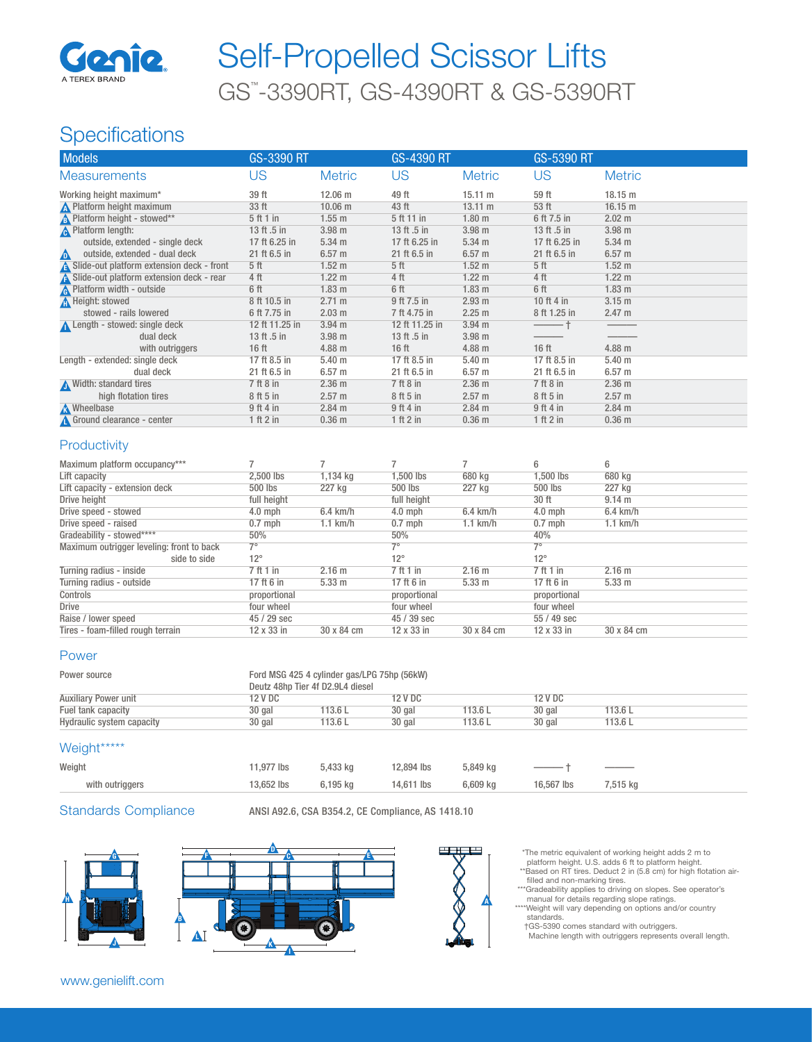# Self-Propelled Scissor Lifts

## GS™-3390RT, GS-4390RT & GS-5390RT

## Specifications

| Models | GS-3390 RT | | GS-4390 RT | | GS-5390 RT | |
|---|---|---|---|---|---|---|
| **Measurements** | **US** | **Metric** | **US** | **Metric** | **US** | **Metric** |
| Working height maximum* | 39 ft | 12.06 m | 49 ft | 15.11 m | 59 ft | 18.15 m |
| A Platform height maximum | 33 ft | 10.06 m | 43 ft | 13.11 m | 53 ft | 16.15 m |
| B Platform height - stowed** | 5 ft 1 in | 1.55 m | 5 ft 11 in | 1.80 m | 6 ft 7.5 in | 2.02 m |
| C Platform length: | 13 ft .5 in | 3.98 m | 13 ft .5 in | 3.98 m | 13 ft .5 in | 3.98 m |
| outside, extended - single deck | 17 ft 6.25 in | 5.34 m | 17 ft 6.25 in | 5.34 m | 17 ft 6.25 in | 5.34 m |
| D outside, extended - dual deck | 21 ft 6.5 in | 6.57 m | 21 ft 6.5 in | 6.57 m | 21 ft 6.5 in | 6.57 m |
| E Slide-out platform extension deck - front | 5 ft | 1.52 m | 5 ft | 1.52 m | 5 ft | 1.52 m |
| F Slide-out platform extension deck - rear | 4 ft | 1.22 m | 4 ft | 1.22 m | 4 ft | 1.22 m |
| G Platform width - outside | 6 ft | 1.83 m | 6 ft | 1.83 m | 6 ft | 1.83 m |
| H Height: stowed | 8 ft 10.5 in | 2.71 m | 9 ft 7.5 in | 2.93 m | 10 ft 4 in | 3.15 m |
| stowed - rails lowered | 6 ft 7.75 in | 2.03 m | 7 ft 4.75 in | 2.25 m | 8 ft 1.25 in | 2.47 m |
| I Length - stowed: single deck | 12 ft 11.25 in | 3.94 m | 12 ft 11.25 in | 3.94 m | ——— † | ——— |
| dual deck | 13 ft .5 in | 3.98 m | 13 ft .5 in | 3.98 m | ——— | ——— |
| with outriggers | 16 ft | 4.88 m | 16 ft | 4.88 m | 16 ft | 4.88 m |
| Length - extended: single deck | 17 ft 8.5 in | 5.40 m | 17 ft 8.5 in | 5.40 m | 17 ft 8.5 in | 5.40 m |
| dual deck | 21 ft 6.5 in | 6.57 m | 21 ft 6.5 in | 6.57 m | 21 ft 6.5 in | 6.57 m |
| J Width: standard tires | 7 ft 8 in | 2.36 m | 7 ft 8 in | 2.36 m | 7 ft 8 in | 2.36 m |
| high flotation tires | 8 ft 5 in | 2.57 m | 8 ft 5 in | 2.57 m | 8 ft 5 in | 2.57 m |
| K Wheelbase | 9 ft 4 in | 2.84 m | 9 ft 4 in | 2.84 m | 9 ft 4 in | 2.84 m |
| L Ground clearance - center | 1 ft 2 in | 0.36 m | 1 ft 2 in | 0.36 m | 1 ft 2 in | 0.36 m |

### Productivity

| | | | | | | |
|---|---|---|---|---|---|---|
| Maximum platform occupancy*** | 7 | 7 | 7 | 7 | 6 | 6 |
| Lift capacity | 2,500 lbs | 1,134 kg | 1,500 lbs | 680 kg | 1,500 lbs | 680 kg |
| Lift capacity - extension deck | 500 lbs | 227 kg | 500 lbs | 227 kg | 500 lbs | 227 kg |
| Drive height | full height | | full height | | 30 ft | 9.14 m |
| Drive speed - stowed | 4.0 mph | 6.4 km/h | 4.0 mph | 6.4 km/h | 4.0 mph | 6.4 km/h |
| Drive speed - raised | 0.7 mph | 1.1 km/h | 0.7 mph | 1.1 km/h | 0.7 mph | 1.1 km/h |
| Gradeability - stowed**** | 50% | | 50% | | 40% | |
| Maximum outrigger leveling: front to back | 7° | | 7° | | 7° | |
| side to side | 12° | | 12° | | 12° | |
| Turning radius - inside | 7 ft 1 in | 2.16 m | 7 ft 1 in | 2.16 m | 7 ft 1 in | 2.16 m |
| Turning radius - outside | 17 ft 6 in | 5.33 m | 17 ft 6 in | 5.33 m | 17 ft 6 in | 5.33 m |
| Controls | proportional | | proportional | | proportional | |
| Drive | four wheel | | four wheel | | four wheel | |
| Raise / lower speed | 45 / 29 sec | | 45 / 39 sec | | 55 / 49 sec | |
| Tires - foam-filled rough terrain | 12 x 33 in | 30 x 84 cm | 12 x 33 in | 30 x 84 cm | 12 x 33 in | 30 x 84 cm |

### Power

| | | | | | | |
|---|---|---|---|---|---|---|
| Power source | Ford MSG 425 4 cylinder gas/LPG 75hp (56kW) Deutz 48hp Tier 4f D2.9L4 diesel | | | | | |
| Auxiliary Power unit | 12 V DC | | 12 V DC | | 12 V DC | |
| Fuel tank capacity | 30 gal | 113.6 L | 30 gal | 113.6 L | 30 gal | 113.6 L |
| Hydraulic system capacity | 30 gal | 113.6 L | 30 gal | 113.6 L | 30 gal | 113.6 L |

### Weight*****

| | | | | | | |
|---|---|---|---|---|---|---|
| Weight | 11,977 lbs | 5,433 kg | 12,894 lbs | 5,849 kg | ——— † | ——— |
| with outriggers | 13,652 lbs | 6,195 kg | 14,611 lbs | 6,609 kg | 16,567 lbs | 7,515 kg |

### Standards Compliance

ANSI A92.6, CSA B354.2, CE Compliance, AS 1418.10

*The metric equivalent of working height adds 2 m to platform height. U.S. adds 6 ft to platform height.
**Based on RT tires. Deduct 2 in (5.8 cm) for high flotation air-filled and non-marking tires.
***Gradeability applies to driving on slopes. See operator's manual for details regarding slope ratings.
****Weight will vary depending on options and/or country standards.
†GS-5390 comes standard with outriggers. Machine length with outriggers represents overall length.

www.genielift.com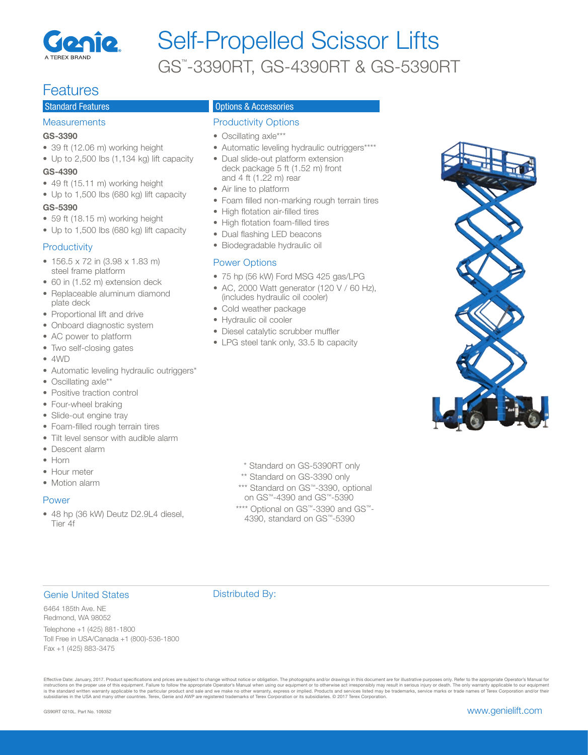Genie
A TEREX BRAND

# Self-Propelled Scissor Lifts

## GS™-3390RT, GS-4390RT & GS-5390RT

## Features

### Standard Features

#### Measurements

**GS-3390**

- 39 ft (12.06 m) working height
- Up to 2,500 lbs (1,134 kg) lift capacity

**GS-4390**

- 49 ft (15.11 m) working height
- Up to 1,500 lbs (680 kg) lift capacity

**GS-5390**

- 59 ft (18.15 m) working height
- Up to 1,500 lbs (680 kg) lift capacity

#### Productivity

- 156.5 x 72 in (3.98 x 1.83 m) steel frame platform
- 60 in (1.52 m) extension deck
- Replaceable aluminum diamond plate deck
- Proportional lift and drive
- Onboard diagnostic system
- AC power to platform
- Two self-closing gates
- 4WD
- Automatic leveling hydraulic outriggers*
- Oscillating axle**
- Positive traction control
- Four-wheel braking
- Slide-out engine tray
- Foam-filled rough terrain tires
- Tilt level sensor with audible alarm
- Descent alarm
- Horn
- Hour meter
- Motion alarm

#### Power

- 48 hp (36 kW) Deutz D2.9L4 diesel, Tier 4f

### Options & Accessories

#### Productivity Options

- Oscillating axle***
- Automatic leveling hydraulic outriggers****
- Dual slide-out platform extension deck package 5 ft (1.52 m) front and 4 ft (1.22 m) rear
- Air line to platform
- Foam filled non-marking rough terrain tires
- High flotation air-filled tires
- High flotation foam-filled tires
- Dual flashing LED beacons
- Biodegradable hydraulic oil

#### Power Options

- 75 hp (56 kW) Ford MSG 425 gas/LPG
- AC, 2000 Watt generator (120 V / 60 Hz), (includes hydraulic oil cooler)
- Cold weather package
- Hydraulic oil cooler
- Diesel catalytic scrubber muffler
- LPG steel tank only, 33.5 lb capacity

\* Standard on GS-5390RT only
** Standard on GS-3390 only
*** Standard on GS™-3390, optional on GS™-4390 and GS™-5390
**** Optional on GS™-3390 and GS™-4390, standard on GS™-5390

#### Genie United States

6464 185th Ave. NE
Redmond, WA 98052

Telephone +1 (425) 881-1800
Toll Free in USA/Canada +1 (800)-536-1800
Fax +1 (425) 883-3475

Distributed By:

Effective Date: January, 2017. Product specifications and prices are subject to change without notice or obligation. The photographs and/or drawings in this document are for illustrative purposes only. Refer to the appropriate Operator's Manual for instructions on the proper use of this equipment. Failure to follow the appropriate Operator's Manual when using our equipment or to otherwise act irresponsibly may result in serious injury or death. The only warranty applicable to our equipment is the standard written warranty applicable to the particular product and sale and we make no other warranty, express or implied. Products and services listed may be trademarks, service marks or trade names of Terex Corporation and/or their subsidiaries in the USA and many other countries. Terex, Genie and AWP are registered trademarks of Terex Corporation or its subsidiaries. © 2017 Terex Corporation.

GS90RT 0210L. Part No. 109352

www.genielift.com